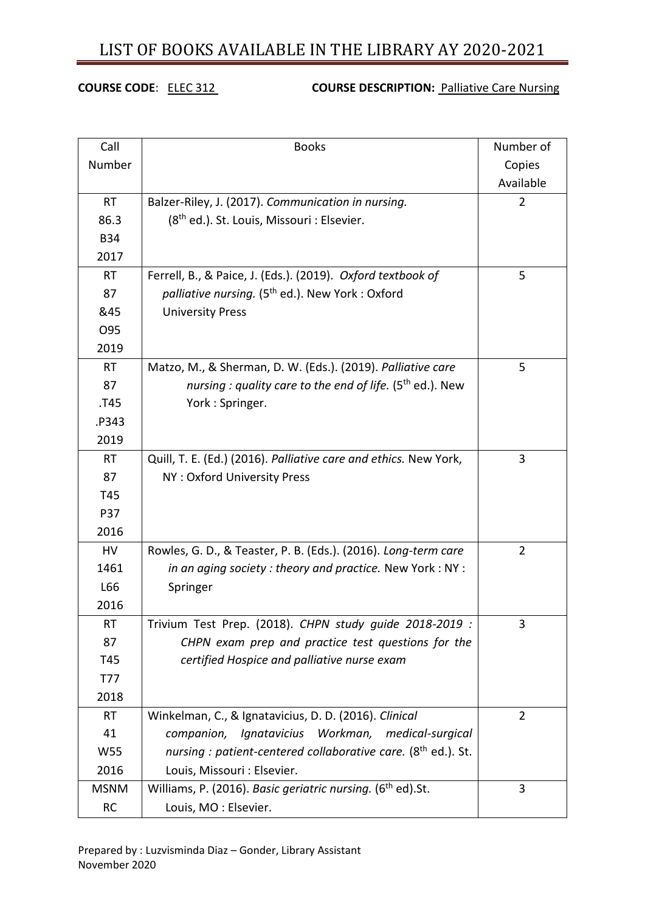# LIST OF BOOKS AVAILABLE IN THE LIBRARY AY 2020-2021

**COURSE CODE**: ELEC 312 **COURSE DESCRIPTION:** Palliative Care Nursing

| Call Number | Books | Number of Copies Available |
|---|---|---|
| RT 86.3 B34 2017 | Balzer-Riley, J. (2017). *Communication in nursing.* (8th ed.). St. Louis, Missouri : Elsevier. | 2 |
| RT 87 &45 O95 2019 | Ferrell, B., & Paice, J. (Eds.). (2019). *Oxford textbook of palliative nursing.* (5th ed.). New York : Oxford University Press | 5 |
| RT 87 .T45 .P343 2019 | Matzo, M., & Sherman, D. W. (Eds.). (2019). *Palliative care nursing : quality care to the end of life.* (5th ed.). New York : Springer. | 5 |
| RT 87 T45 P37 2016 | Quill, T. E. (Ed.) (2016). *Palliative care and ethics.* New York, NY : Oxford University Press | 3 |
| HV 1461 L66 2016 | Rowles, G. D., & Teaster, P. B. (Eds.). (2016). *Long-term care in an aging society : theory and practice.* New York : NY : Springer | 2 |
| RT 87 T45 T77 2018 | Trivium Test Prep. (2018). *CHPN study guide 2018-2019 : CHPN exam prep and practice test questions for the certified Hospice and palliative nurse exam* | 3 |
| RT 41 W55 2016 | Winkelman, C., & Ignatavicius, D. D. (2016). *Clinical companion, Ignatavicius Workman, medical-surgical nursing : patient-centered collaborative care.* (8th ed.). St. Louis, Missouri : Elsevier. | 2 |
| MSNM RC | Williams, P. (2016). *Basic geriatric nursing.* (6th ed).St. Louis, MO : Elsevier. | 3 |

Prepared by : Luzvisminda Diaz – Gonder, Library Assistant
November 2020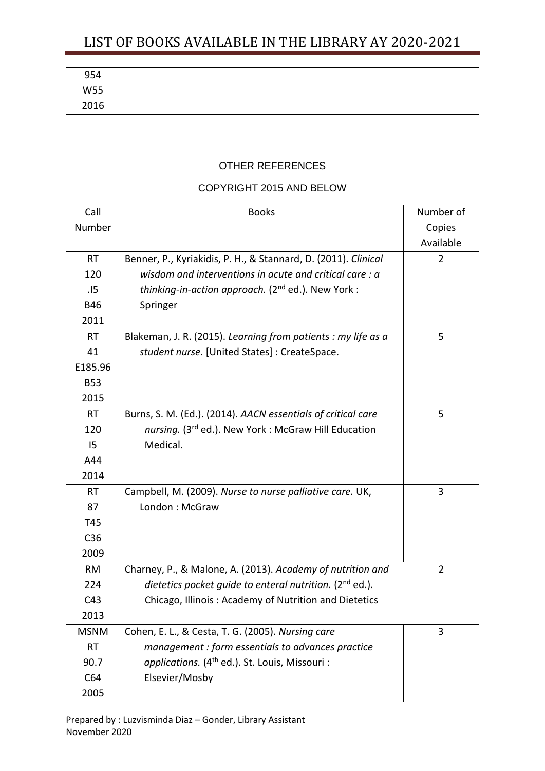| | | |
|---|---|---|
| 954 W55 2016 | | |

OTHER REFERENCES

COPYRIGHT 2015 AND BELOW

| Call Number | Books | Number of Copies Available |
|---|---|---|
| RT 120 .I5 B46 2011 | Benner, P., Kyriakidis, P. H., & Stannard, D. (2011). *Clinical wisdom and interventions in acute and critical care : a thinking-in-action approach.* (2nd ed.). New York : Springer | 2 |
| RT 41 E185.96 B53 2015 | Blakeman, J. R. (2015). *Learning from patients : my life as a student nurse.* [United States] : CreateSpace. | 5 |
| RT 120 I5 A44 2014 | Burns, S. M. (Ed.). (2014). *AACN essentials of critical care nursing.* (3rd ed.). New York : McGraw Hill Education Medical. | 5 |
| RT 87 T45 C36 2009 | Campbell, M. (2009). *Nurse to nurse palliative care.* UK, London : McGraw | 3 |
| RM 224 C43 2013 | Charney, P., & Malone, A. (2013). *Academy of nutrition and dietetics pocket guide to enteral nutrition.* (2nd ed.). Chicago, Illinois : Academy of Nutrition and Dietetics | 2 |
| MSNM RT 90.7 C64 2005 | Cohen, E. L., & Cesta, T. G. (2005). *Nursing care management : form essentials to advances practice applications.* (4th ed.). St. Louis, Missouri : Elsevier/Mosby | 3 |

Prepared by : Luzvisminda Diaz – Gonder, Library Assistant
November 2020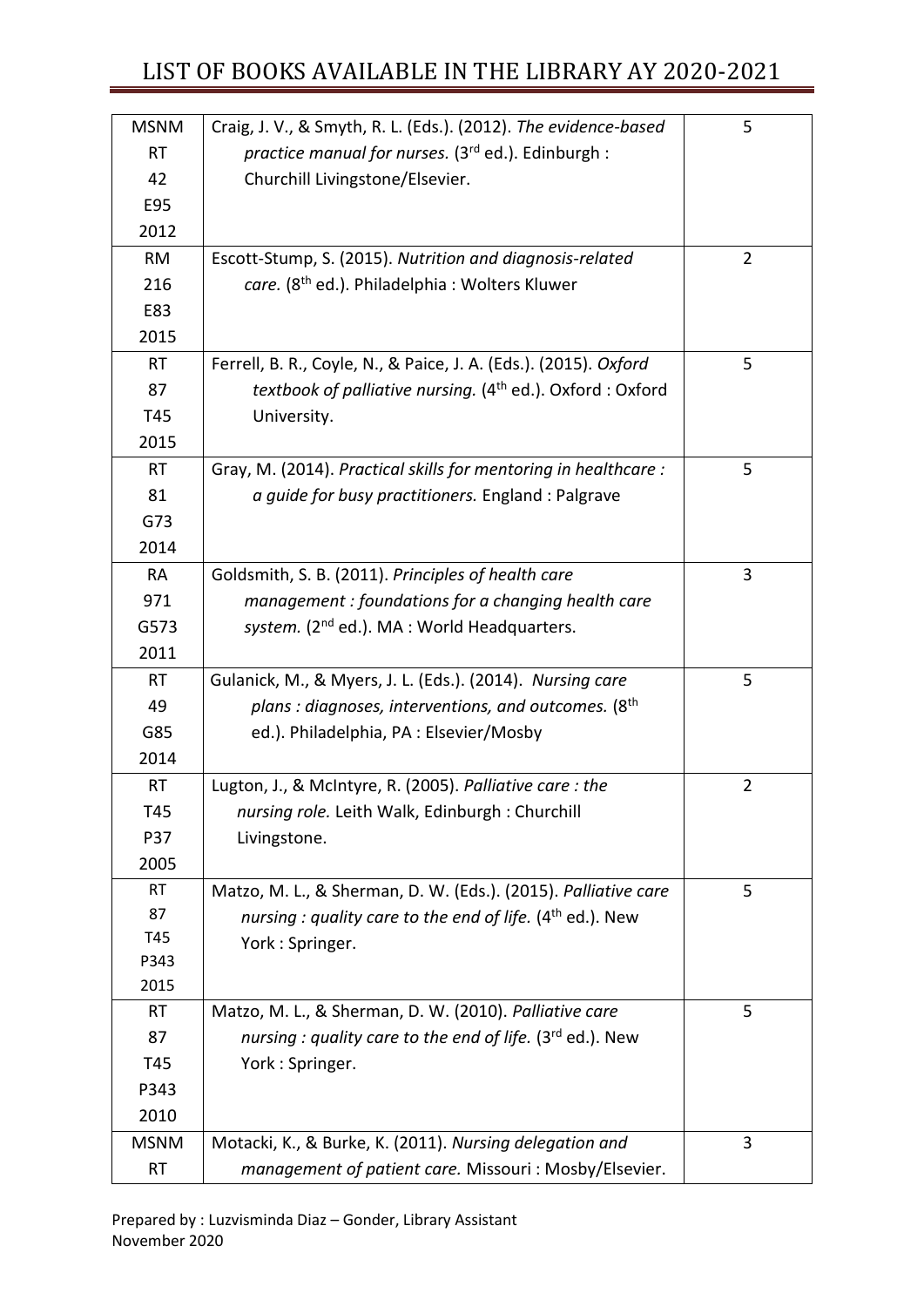| | | |
|---|---|---|
| MSNM RT 42 E95 2012 | Craig, J. V., & Smyth, R. L. (Eds.). (2012). *The evidence-based practice manual for nurses.* (3rd ed.). Edinburgh : Churchill Livingstone/Elsevier. | 5 |
| RM 216 E83 2015 | Escott-Stump, S. (2015). *Nutrition and diagnosis-related care.* (8th ed.). Philadelphia : Wolters Kluwer | 2 |
| RT 87 T45 2015 | Ferrell, B. R., Coyle, N., & Paice, J. A. (Eds.). (2015). *Oxford textbook of palliative nursing.* (4th ed.). Oxford : Oxford University. | 5 |
| RT 81 G73 2014 | Gray, M. (2014). *Practical skills for mentoring in healthcare : a guide for busy practitioners.* England : Palgrave | 5 |
| RA 971 G573 2011 | Goldsmith, S. B. (2011). *Principles of health care management : foundations for a changing health care system.* (2nd ed.). MA : World Headquarters. | 3 |
| RT 49 G85 2014 | Gulanick, M., & Myers, J. L. (Eds.). (2014). *Nursing care plans : diagnoses, interventions, and outcomes.* (8th ed.). Philadelphia, PA : Elsevier/Mosby | 5 |
| RT T45 P37 2005 | Lugton, J., & McIntyre, R. (2005). *Palliative care : the nursing role.* Leith Walk, Edinburgh : Churchill Livingstone. | 2 |
| RT 87 T45 P343 2015 | Matzo, M. L., & Sherman, D. W. (Eds.). (2015). *Palliative care nursing : quality care to the end of life.* (4th ed.). New York : Springer. | 5 |
| RT 87 T45 P343 2010 | Matzo, M. L., & Sherman, D. W. (2010). *Palliative care nursing : quality care to the end of life.* (3rd ed.). New York : Springer. | 5 |
| MSNM RT | Motacki, K., & Burke, K. (2011). *Nursing delegation and management of patient care.* Missouri : Mosby/Elsevier. | 3 |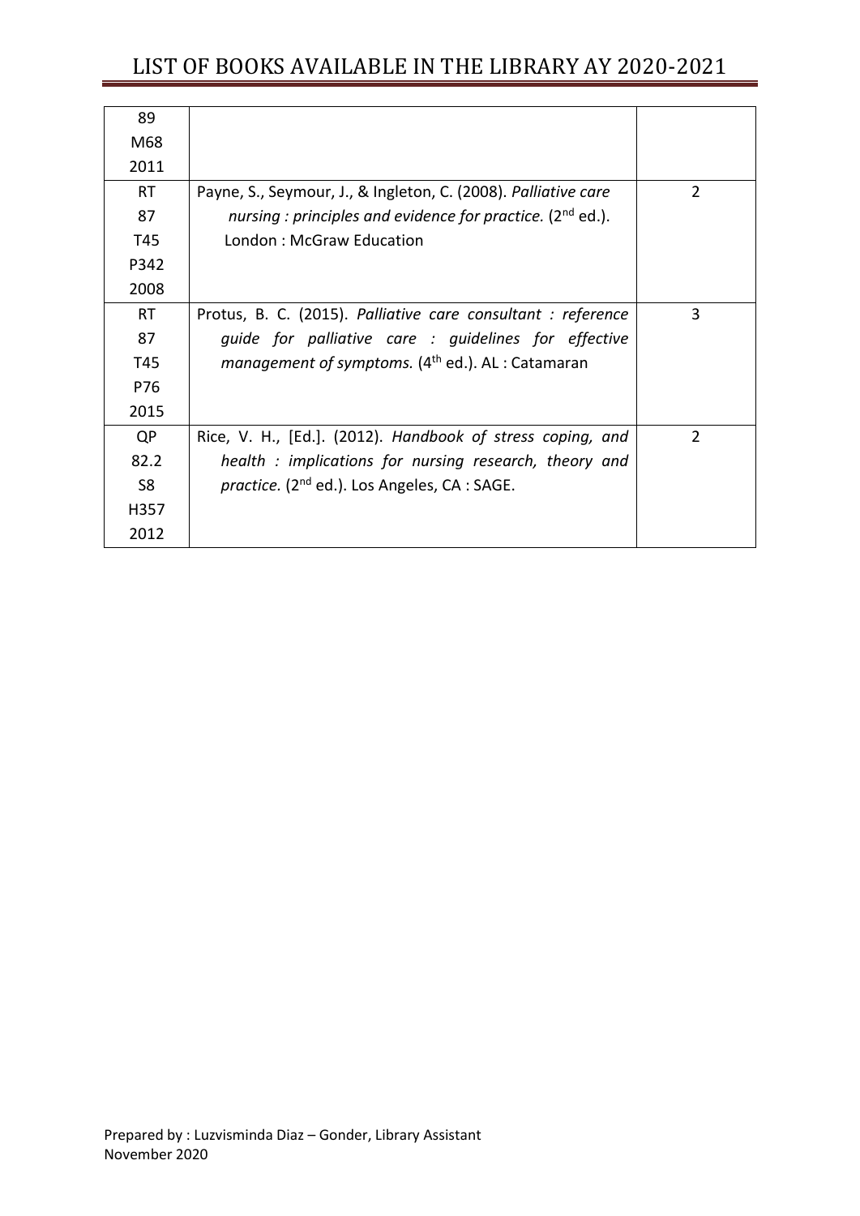| | | |
|---|---|---|
| 89 M68 2011 | | |
| RT 87 T45 P342 2008 | Payne, S., Seymour, J., & Ingleton, C. (2008). *Palliative care nursing : principles and evidence for practice.* (2nd ed.). London : McGraw Education | 2 |
| RT 87 T45 P76 2015 | Protus, B. C. (2015). *Palliative care consultant : reference guide for palliative care : guidelines for effective management of symptoms.* (4th ed.). AL : Catamaran | 3 |
| QP 82.2 S8 H357 2012 | Rice, V. H., [Ed.]. (2012). *Handbook of stress coping, and health : implications for nursing research, theory and practice.* (2nd ed.). Los Angeles, CA : SAGE. | 2 |

Prepared by : Luzvisminda Diaz – Gonder, Library Assistant
November 2020